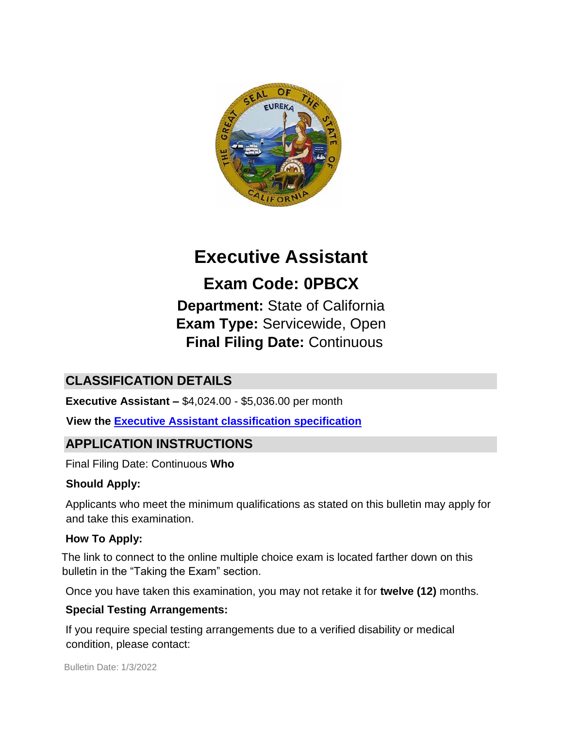# Executive Assistant

## Exam Code: 0PBCX

**Department:** State of California
**Exam Type:** Servicewide, Open
**Final Filing Date:** Continuous

## CLASSIFICATION DETAILS

**Executive Assistant –** $4,024.00 - $5,036.00 per month

**View the [Executive Assistant classification specification]()**

## APPLICATION INSTRUCTIONS

Final Filing Date: Continuous

### Who Should Apply:

Applicants who meet the minimum qualifications as stated on this bulletin may apply for and take this examination.

### How To Apply:

The link to connect to the online multiple choice exam is located farther down on this bulletin in the "Taking the Exam" section.

Once you have taken this examination, you may not retake it for **twelve (12)** months.

### Special Testing Arrangements:

If you require special testing arrangements due to a verified disability or medical condition, please contact:

Bulletin Date: 1/3/2022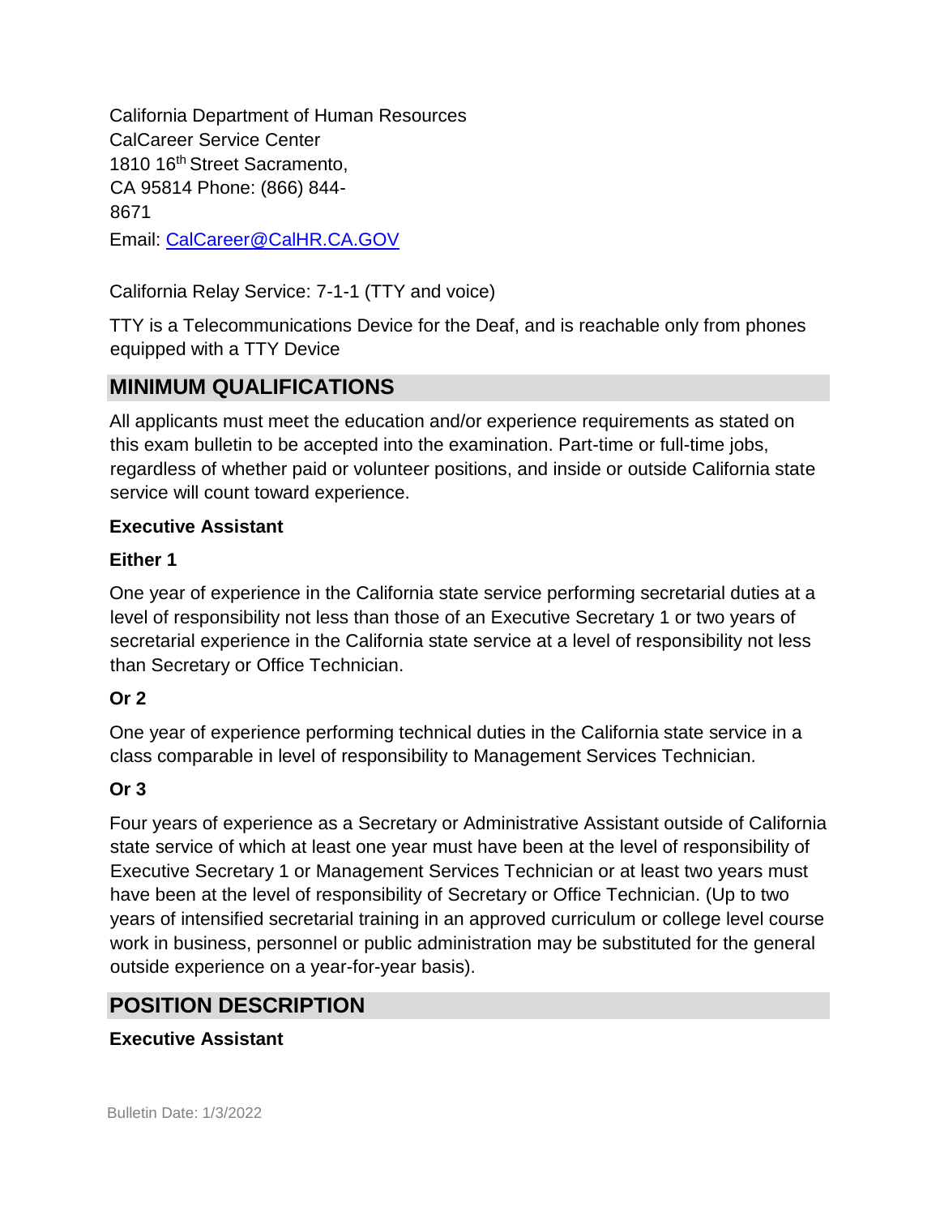California Department of Human Resources
CalCareer Service Center
1810 16th Street Sacramento,
CA 95814 Phone: (866) 844-8671
Email: [CalCareer@CalHR.CA.GOV](mailto:CalCareer@CalHR.CA.GOV)

California Relay Service: 7-1-1 (TTY and voice)

TTY is a Telecommunications Device for the Deaf, and is reachable only from phones equipped with a TTY Device

## MINIMUM QUALIFICATIONS

All applicants must meet the education and/or experience requirements as stated on this exam bulletin to be accepted into the examination. Part-time or full-time jobs, regardless of whether paid or volunteer positions, and inside or outside California state service will count toward experience.

**Executive Assistant**

**Either 1**

One year of experience in the California state service performing secretarial duties at a level of responsibility not less than those of an Executive Secretary 1 or two years of secretarial experience in the California state service at a level of responsibility not less than Secretary or Office Technician.

**Or 2**

One year of experience performing technical duties in the California state service in a class comparable in level of responsibility to Management Services Technician.

**Or 3**

Four years of experience as a Secretary or Administrative Assistant outside of California state service of which at least one year must have been at the level of responsibility of Executive Secretary 1 or Management Services Technician or at least two years must have been at the level of responsibility of Secretary or Office Technician. (Up to two years of intensified secretarial training in an approved curriculum or college level course work in business, personnel or public administration may be substituted for the general outside experience on a year-for-year basis).

## POSITION DESCRIPTION

**Executive Assistant**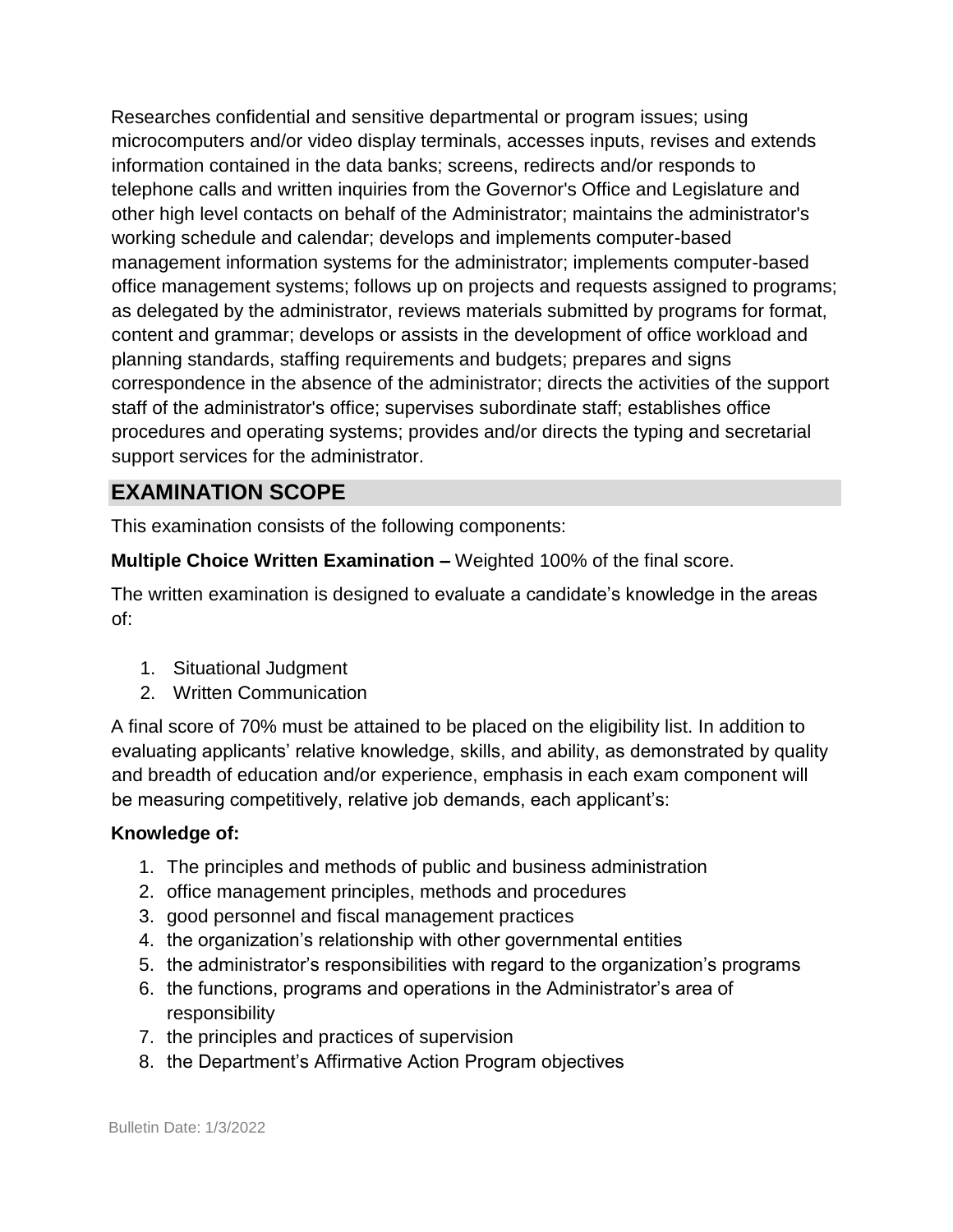Researches confidential and sensitive departmental or program issues; using microcomputers and/or video display terminals, accesses inputs, revises and extends information contained in the data banks; screens, redirects and/or responds to telephone calls and written inquiries from the Governor's Office and Legislature and other high level contacts on behalf of the Administrator; maintains the administrator's working schedule and calendar; develops and implements computer-based management information systems for the administrator; implements computer-based office management systems; follows up on projects and requests assigned to programs; as delegated by the administrator, reviews materials submitted by programs for format, content and grammar; develops or assists in the development of office workload and planning standards, staffing requirements and budgets; prepares and signs correspondence in the absence of the administrator; directs the activities of the support staff of the administrator's office; supervises subordinate staff; establishes office procedures and operating systems; provides and/or directs the typing and secretarial support services for the administrator.

## EXAMINATION SCOPE

This examination consists of the following components:

**Multiple Choice Written Examination –** Weighted 100% of the final score.

The written examination is designed to evaluate a candidate's knowledge in the areas of:

1. Situational Judgment
2. Written Communication

A final score of 70% must be attained to be placed on the eligibility list. In addition to evaluating applicants' relative knowledge, skills, and ability, as demonstrated by quality and breadth of education and/or experience, emphasis in each exam component will be measuring competitively, relative job demands, each applicant's:

**Knowledge of:**

1. The principles and methods of public and business administration
2. office management principles, methods and procedures
3. good personnel and fiscal management practices
4. the organization's relationship with other governmental entities
5. the administrator's responsibilities with regard to the organization's programs
6. the functions, programs and operations in the Administrator's area of responsibility
7. the principles and practices of supervision
8. the Department's Affirmative Action Program objectives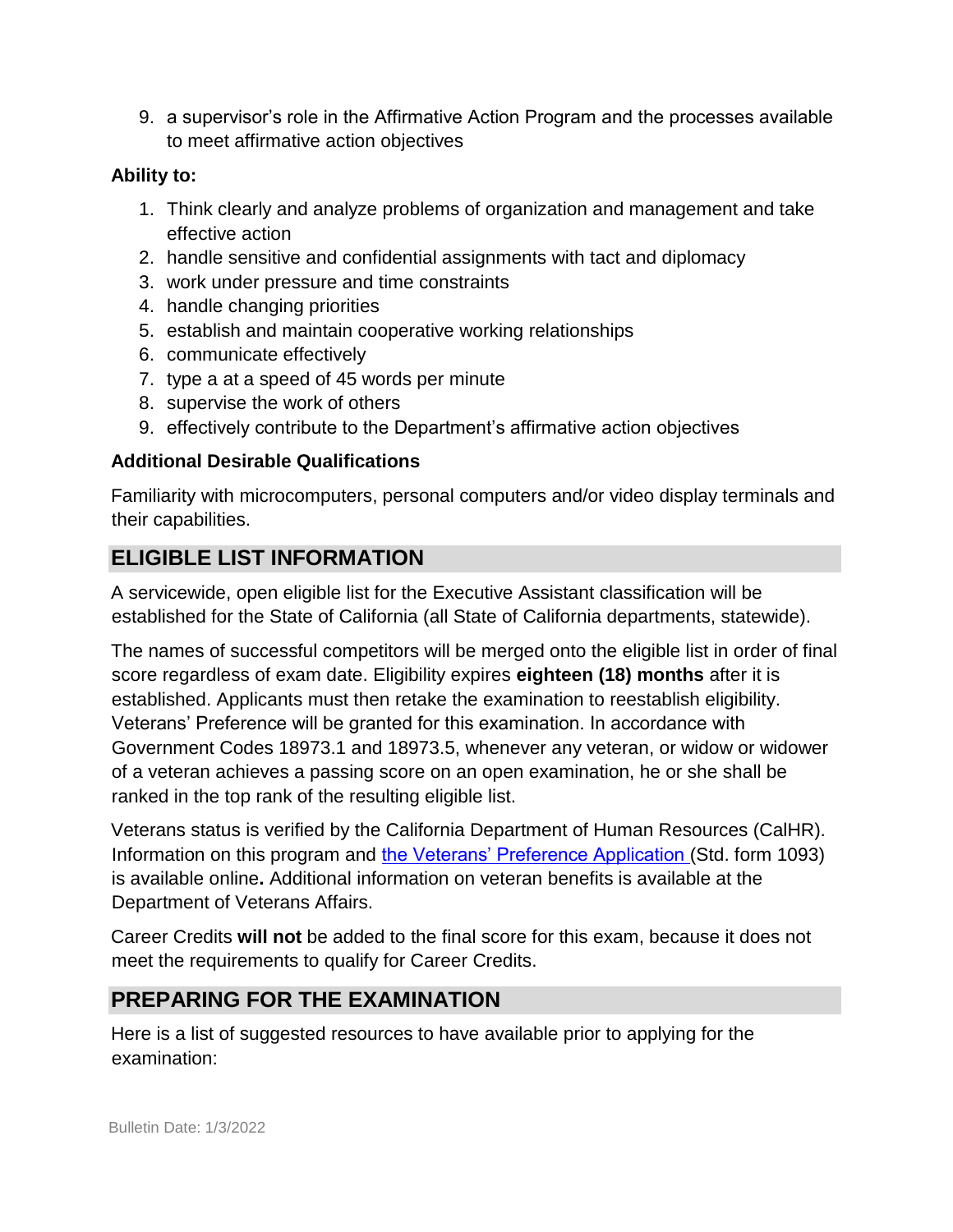9. a supervisor's role in the Affirmative Action Program and the processes available to meet affirmative action objectives

**Ability to:**

1. Think clearly and analyze problems of organization and management and take effective action
2. handle sensitive and confidential assignments with tact and diplomacy
3. work under pressure and time constraints
4. handle changing priorities
5. establish and maintain cooperative working relationships
6. communicate effectively
7. type a at a speed of 45 words per minute
8. supervise the work of others
9. effectively contribute to the Department's affirmative action objectives

**Additional Desirable Qualifications**

Familiarity with microcomputers, personal computers and/or video display terminals and their capabilities.

## ELIGIBLE LIST INFORMATION

A servicewide, open eligible list for the Executive Assistant classification will be established for the State of California (all State of California departments, statewide).

The names of successful competitors will be merged onto the eligible list in order of final score regardless of exam date. Eligibility expires **eighteen (18) months** after it is established. Applicants must then retake the examination to reestablish eligibility. Veterans' Preference will be granted for this examination. In accordance with Government Codes 18973.1 and 18973.5, whenever any veteran, or widow or widower of a veteran achieves a passing score on an open examination, he or she shall be ranked in the top rank of the resulting eligible list.

Veterans status is verified by the California Department of Human Resources (CalHR). Information on this program and the Veterans' Preference Application (Std. form 1093) is available online**.** Additional information on veteran benefits is available at the Department of Veterans Affairs.

Career Credits **will not** be added to the final score for this exam, because it does not meet the requirements to qualify for Career Credits.

## PREPARING FOR THE EXAMINATION

Here is a list of suggested resources to have available prior to applying for the examination:

Bulletin Date: 1/3/2022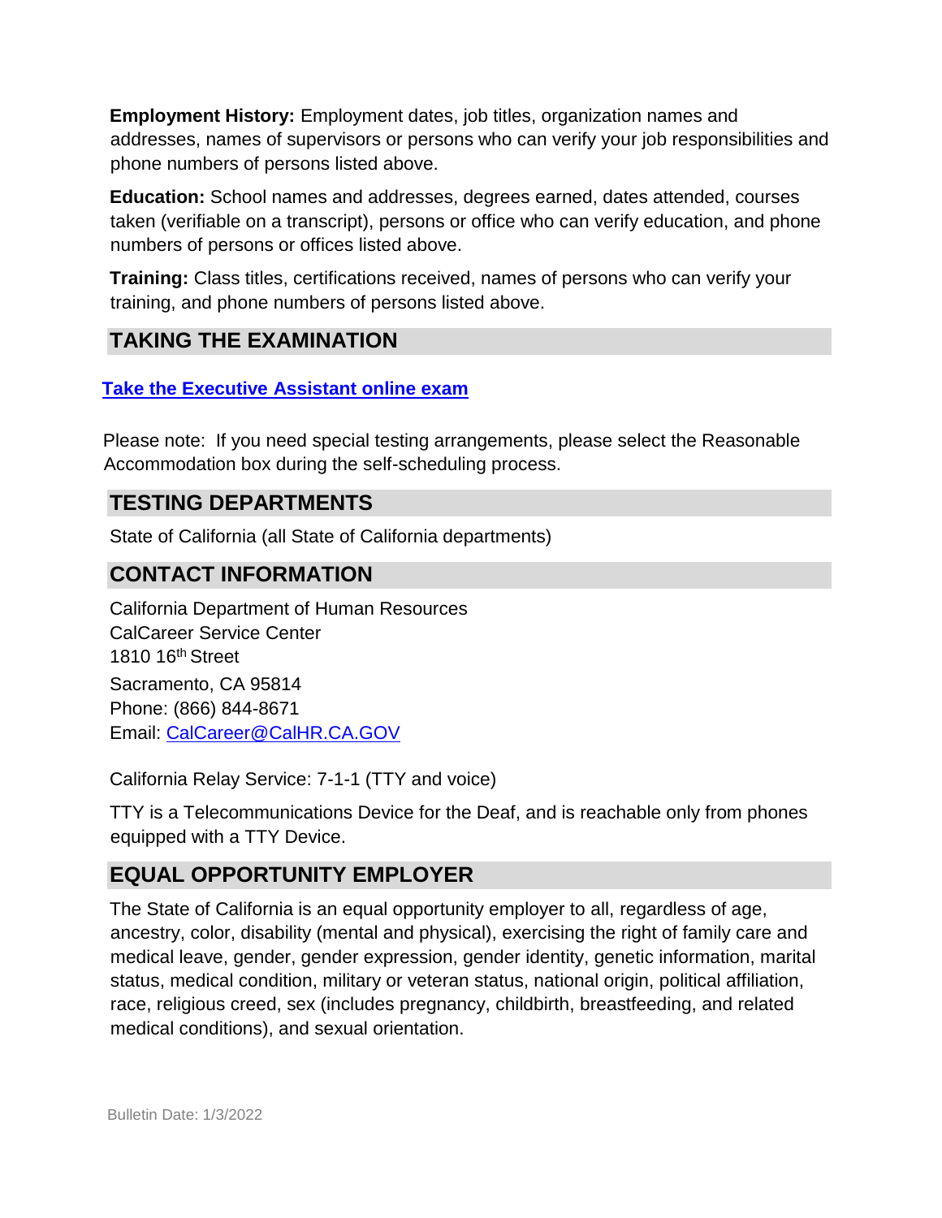**Employment History:** Employment dates, job titles, organization names and addresses, names of supervisors or persons who can verify your job responsibilities and phone numbers of persons listed above.

**Education:** School names and addresses, degrees earned, dates attended, courses taken (verifiable on a transcript), persons or office who can verify education, and phone numbers of persons or offices listed above.

**Training:** Class titles, certifications received, names of persons who can verify your training, and phone numbers of persons listed above.

## TAKING THE EXAMINATION

**Take the Executive Assistant online exam**

Please note: If you need special testing arrangements, please select the Reasonable Accommodation box during the self-scheduling process.

## TESTING DEPARTMENTS

State of California (all State of California departments)

## CONTACT INFORMATION

California Department of Human Resources
CalCareer Service Center
1810 16th Street
Sacramento, CA 95814
Phone: (866) 844-8671
Email: CalCareer@CalHR.CA.GOV

California Relay Service: 7-1-1 (TTY and voice)

TTY is a Telecommunications Device for the Deaf, and is reachable only from phones equipped with a TTY Device.

## EQUAL OPPORTUNITY EMPLOYER

The State of California is an equal opportunity employer to all, regardless of age, ancestry, color, disability (mental and physical), exercising the right of family care and medical leave, gender, gender expression, gender identity, genetic information, marital status, medical condition, military or veteran status, national origin, political affiliation, race, religious creed, sex (includes pregnancy, childbirth, breastfeeding, and related medical conditions), and sexual orientation.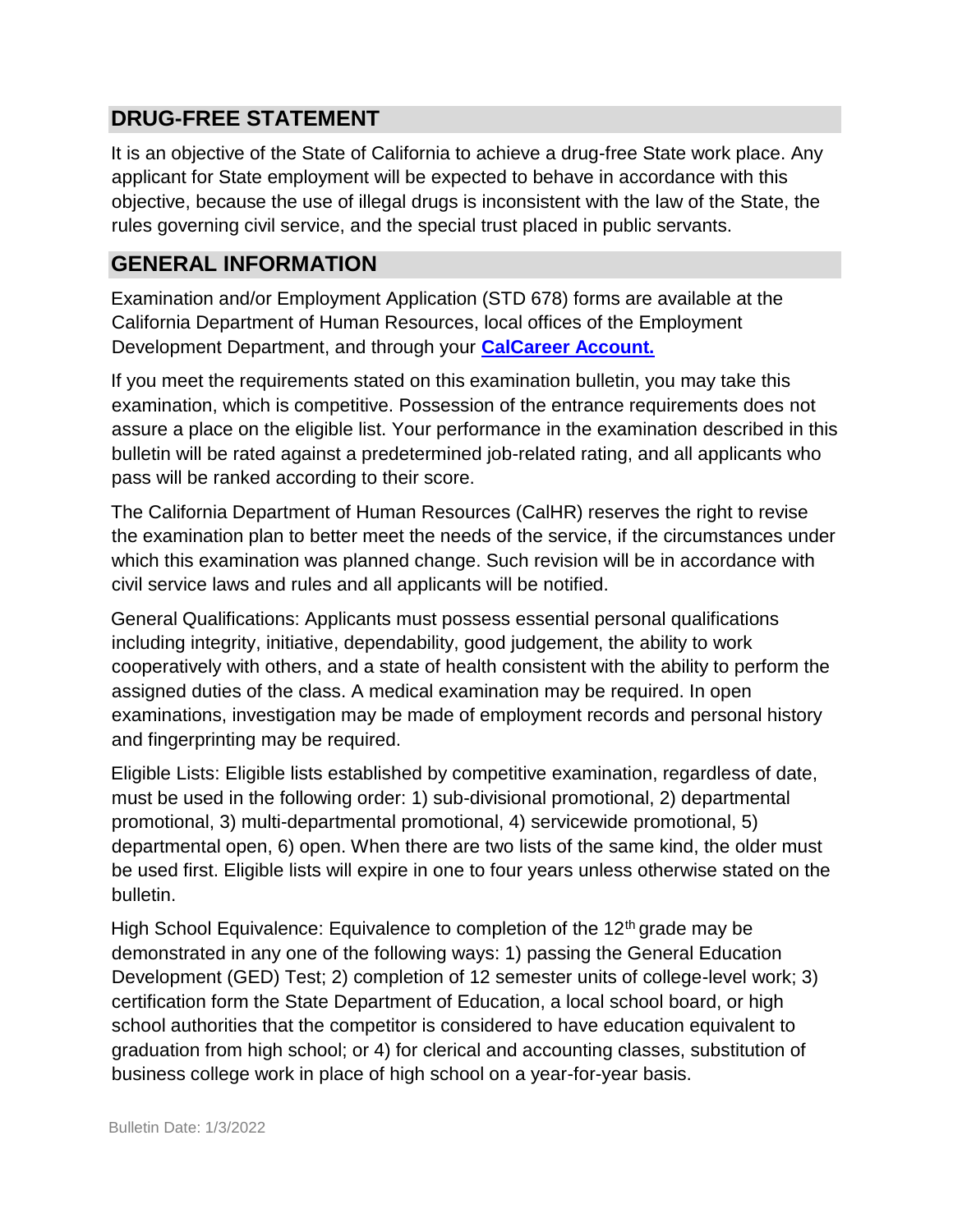## DRUG-FREE STATEMENT

It is an objective of the State of California to achieve a drug-free State work place. Any applicant for State employment will be expected to behave in accordance with this objective, because the use of illegal drugs is inconsistent with the law of the State, the rules governing civil service, and the special trust placed in public servants.

## GENERAL INFORMATION

Examination and/or Employment Application (STD 678) forms are available at the California Department of Human Resources, local offices of the Employment Development Department, and through your **CalCareer Account.**

If you meet the requirements stated on this examination bulletin, you may take this examination, which is competitive. Possession of the entrance requirements does not assure a place on the eligible list. Your performance in the examination described in this bulletin will be rated against a predetermined job-related rating, and all applicants who pass will be ranked according to their score.

The California Department of Human Resources (CalHR) reserves the right to revise the examination plan to better meet the needs of the service, if the circumstances under which this examination was planned change. Such revision will be in accordance with civil service laws and rules and all applicants will be notified.

General Qualifications: Applicants must possess essential personal qualifications including integrity, initiative, dependability, good judgement, the ability to work cooperatively with others, and a state of health consistent with the ability to perform the assigned duties of the class. A medical examination may be required. In open examinations, investigation may be made of employment records and personal history and fingerprinting may be required.

Eligible Lists: Eligible lists established by competitive examination, regardless of date, must be used in the following order: 1) sub-divisional promotional, 2) departmental promotional, 3) multi-departmental promotional, 4) servicewide promotional, 5) departmental open, 6) open. When there are two lists of the same kind, the older must be used first. Eligible lists will expire in one to four years unless otherwise stated on the bulletin.

High School Equivalence: Equivalence to completion of the 12th grade may be demonstrated in any one of the following ways: 1) passing the General Education Development (GED) Test; 2) completion of 12 semester units of college-level work; 3) certification form the State Department of Education, a local school board, or high school authorities that the competitor is considered to have education equivalent to graduation from high school; or 4) for clerical and accounting classes, substitution of business college work in place of high school on a year-for-year basis.

Bulletin Date: 1/3/2022